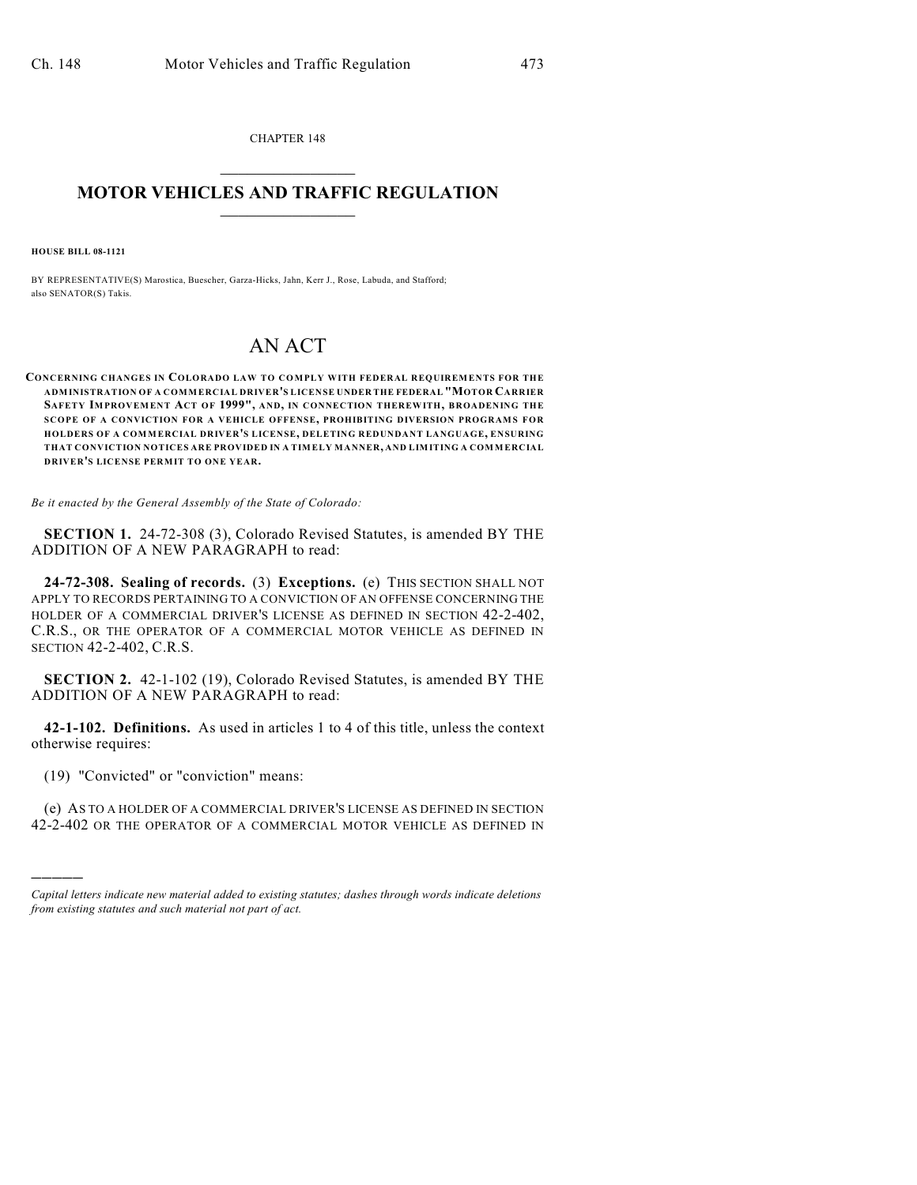CHAPTER 148

# MOTOR VEHICLES AND TRAFFIC REGULATION

**HOUSE BILL 08-1121**

BY REPRESENTATIVE(S) Marostica, Buescher, Garza-Hicks, Jahn, Kerr J., Rose, Labuda, and Stafford; also SENATOR(S) Takis.

# AN ACT

**CONCERNING CHANGES IN COLORADO LAW TO COMPLY WITH FEDERAL REQUIREMENTS FOR THE ADMINISTRATION OF A COMMERCIAL DRIVER'S LICENSE UNDER THE FEDERAL "MOTOR CARRIER SAFETY IMPROVEMENT ACT OF 1999", AND, IN CONNECTION THEREWITH, BROADENING THE SCOPE OF A CONVICTION FOR A VEHICLE OFFENSE, PROHIBITING DIVERSION PROGRAMS FOR HOLDERS OF A COMMERCIAL DRIVER'S LICENSE, DELETING REDUNDANT LANGUAGE, ENSURING THAT CONVICTION NOTICES ARE PROVIDED IN A TIMELY MANNER, AND LIMITING A COMMERCIAL DRIVER'S LICENSE PERMIT TO ONE YEAR.**

*Be it enacted by the General Assembly of the State of Colorado:*

**SECTION 1.** 24-72-308 (3), Colorado Revised Statutes, is amended BY THE ADDITION OF A NEW PARAGRAPH to read:

**24-72-308. Sealing of records.** (3) **Exceptions.** (e) THIS SECTION SHALL NOT APPLY TO RECORDS PERTAINING TO A CONVICTION OF AN OFFENSE CONCERNING THE HOLDER OF A COMMERCIAL DRIVER'S LICENSE AS DEFINED IN SECTION 42-2-402, C.R.S., OR THE OPERATOR OF A COMMERCIAL MOTOR VEHICLE AS DEFINED IN SECTION 42-2-402, C.R.S.

**SECTION 2.** 42-1-102 (19), Colorado Revised Statutes, is amended BY THE ADDITION OF A NEW PARAGRAPH to read:

**42-1-102. Definitions.** As used in articles 1 to 4 of this title, unless the context otherwise requires:

(19) "Convicted" or "conviction" means:

(e) AS TO A HOLDER OF A COMMERCIAL DRIVER'S LICENSE AS DEFINED IN SECTION 42-2-402 OR THE OPERATOR OF A COMMERCIAL MOTOR VEHICLE AS DEFINED IN

---

*Capital letters indicate new material added to existing statutes; dashes through words indicate deletions from existing statutes and such material not part of act.*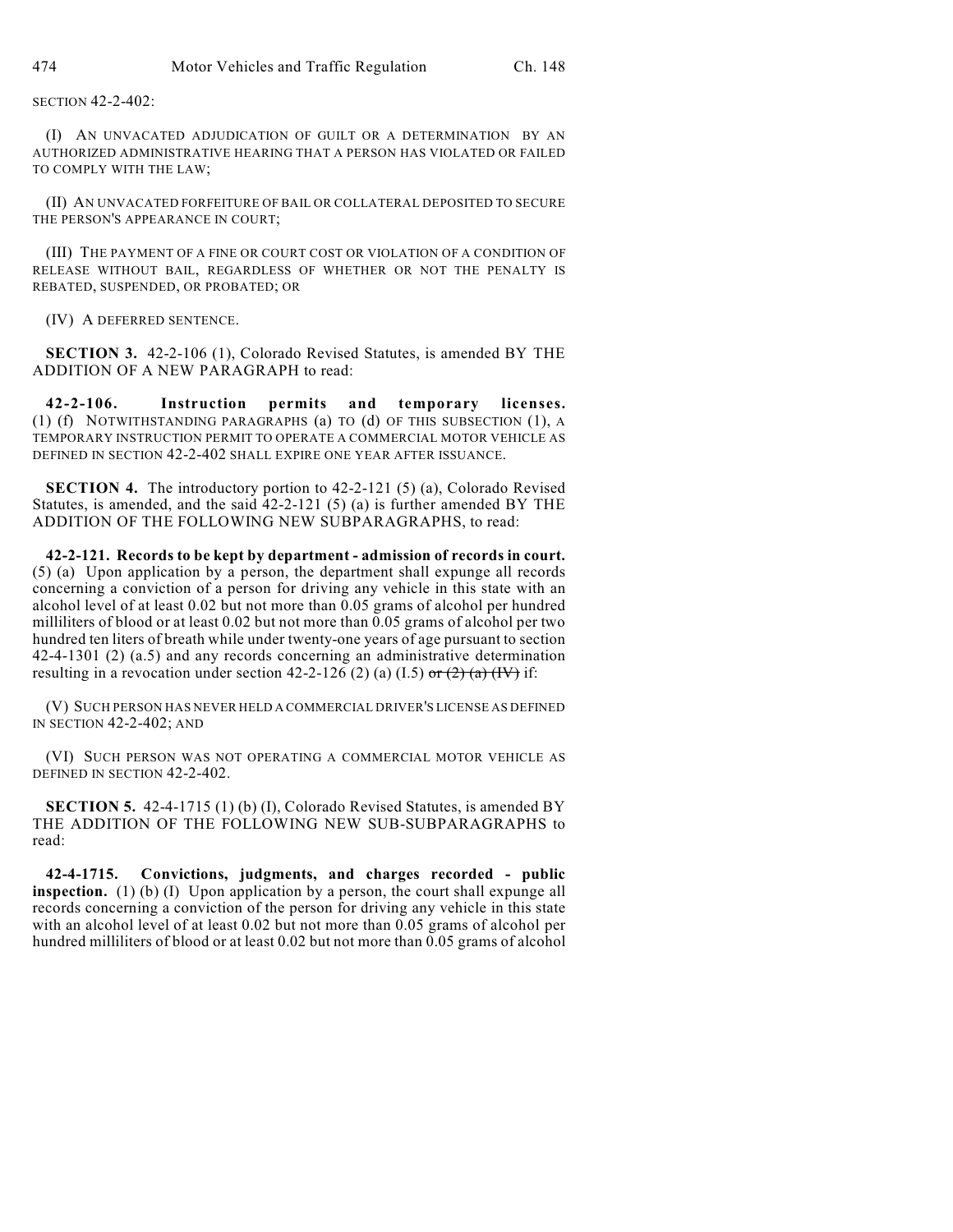SECTION 42-2-402:

(I) AN UNVACATED ADJUDICATION OF GUILT OR A DETERMINATION BY AN AUTHORIZED ADMINISTRATIVE HEARING THAT A PERSON HAS VIOLATED OR FAILED TO COMPLY WITH THE LAW;

(II) AN UNVACATED FORFEITURE OF BAIL OR COLLATERAL DEPOSITED TO SECURE THE PERSON'S APPEARANCE IN COURT;

(III) THE PAYMENT OF A FINE OR COURT COST OR VIOLATION OF A CONDITION OF RELEASE WITHOUT BAIL, REGARDLESS OF WHETHER OR NOT THE PENALTY IS REBATED, SUSPENDED, OR PROBATED; OR

(IV) A DEFERRED SENTENCE.

**SECTION 3.** 42-2-106 (1), Colorado Revised Statutes, is amended BY THE ADDITION OF A NEW PARAGRAPH to read:

**42-2-106. Instruction permits and temporary licenses.** (1) (f) NOTWITHSTANDING PARAGRAPHS (a) TO (d) OF THIS SUBSECTION (1), A TEMPORARY INSTRUCTION PERMIT TO OPERATE A COMMERCIAL MOTOR VEHICLE AS DEFINED IN SECTION 42-2-402 SHALL EXPIRE ONE YEAR AFTER ISSUANCE.

**SECTION 4.** The introductory portion to 42-2-121 (5) (a), Colorado Revised Statutes, is amended, and the said 42-2-121 (5) (a) is further amended BY THE ADDITION OF THE FOLLOWING NEW SUBPARAGRAPHS, to read:

**42-2-121. Records to be kept by department - admission of records in court.** (5) (a) Upon application by a person, the department shall expunge all records concerning a conviction of a person for driving any vehicle in this state with an alcohol level of at least 0.02 but not more than 0.05 grams of alcohol per hundred milliliters of blood or at least 0.02 but not more than 0.05 grams of alcohol per two hundred ten liters of breath while under twenty-one years of age pursuant to section 42-4-1301 (2) (a.5) and any records concerning an administrative determination resulting in a revocation under section 42-2-126 (2) (a) (I.5) ~~or (2) (a) (IV)~~ if:

(V) SUCH PERSON HAS NEVER HELD A COMMERCIAL DRIVER'S LICENSE AS DEFINED IN SECTION 42-2-402; AND

(VI) SUCH PERSON WAS NOT OPERATING A COMMERCIAL MOTOR VEHICLE AS DEFINED IN SECTION 42-2-402.

**SECTION 5.** 42-4-1715 (1) (b) (I), Colorado Revised Statutes, is amended BY THE ADDITION OF THE FOLLOWING NEW SUB-SUBPARAGRAPHS to read:

**42-4-1715. Convictions, judgments, and charges recorded - public inspection.** (1) (b) (I) Upon application by a person, the court shall expunge all records concerning a conviction of the person for driving any vehicle in this state with an alcohol level of at least 0.02 but not more than 0.05 grams of alcohol per hundred milliliters of blood or at least 0.02 but not more than 0.05 grams of alcohol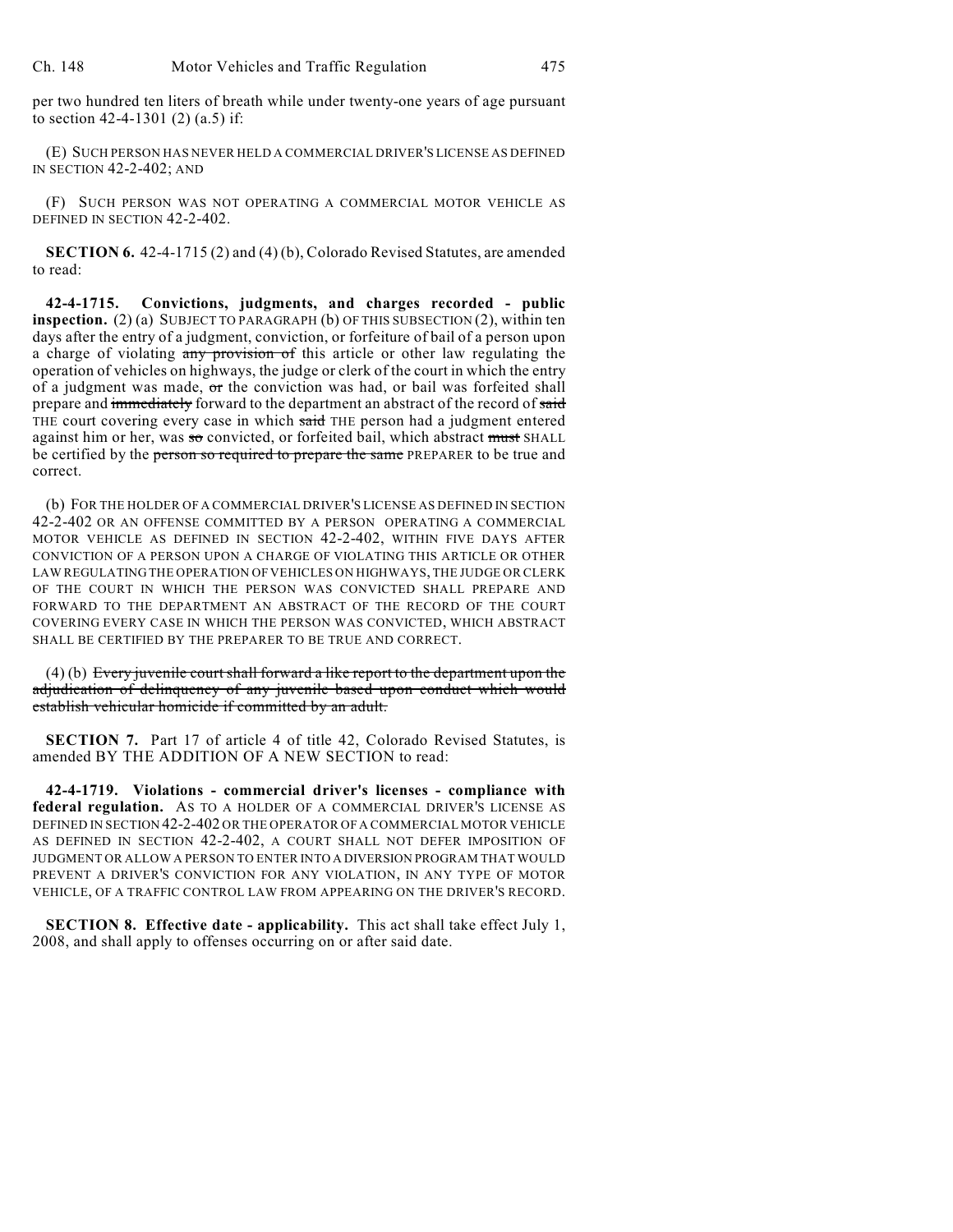per two hundred ten liters of breath while under twenty-one years of age pursuant to section 42-4-1301 (2) (a.5) if:

(E) SUCH PERSON HAS NEVER HELD A COMMERCIAL DRIVER'S LICENSE AS DEFINED IN SECTION 42-2-402; AND

(F) SUCH PERSON WAS NOT OPERATING A COMMERCIAL MOTOR VEHICLE AS DEFINED IN SECTION 42-2-402.

**SECTION 6.** 42-4-1715 (2) and (4) (b), Colorado Revised Statutes, are amended to read:

**42-4-1715. Convictions, judgments, and charges recorded - public inspection.** (2) (a) SUBJECT TO PARAGRAPH (b) OF THIS SUBSECTION (2), within ten days after the entry of a judgment, conviction, or forfeiture of bail of a person upon a charge of violating ~~any provision of~~ this article or other law regulating the operation of vehicles on highways, the judge or clerk of the court in which the entry of a judgment was made, ~~or~~ the conviction was had, or bail was forfeited shall prepare and ~~immediately~~ forward to the department an abstract of the record of ~~said~~ THE court covering every case in which ~~said~~ THE person had a judgment entered against him or her, was ~~so~~ convicted, or forfeited bail, which abstract ~~must~~ SHALL be certified by the ~~person so required to prepare the same~~ PREPARER to be true and correct.

(b) FOR THE HOLDER OF A COMMERCIAL DRIVER'S LICENSE AS DEFINED IN SECTION 42-2-402 OR AN OFFENSE COMMITTED BY A PERSON OPERATING A COMMERCIAL MOTOR VEHICLE AS DEFINED IN SECTION 42-2-402, WITHIN FIVE DAYS AFTER CONVICTION OF A PERSON UPON A CHARGE OF VIOLATING THIS ARTICLE OR OTHER LAW REGULATING THE OPERATION OF VEHICLES ON HIGHWAYS, THE JUDGE OR CLERK OF THE COURT IN WHICH THE PERSON WAS CONVICTED SHALL PREPARE AND FORWARD TO THE DEPARTMENT AN ABSTRACT OF THE RECORD OF THE COURT COVERING EVERY CASE IN WHICH THE PERSON WAS CONVICTED, WHICH ABSTRACT SHALL BE CERTIFIED BY THE PREPARER TO BE TRUE AND CORRECT.

(4) (b) ~~Every juvenile court shall forward a like report to the department upon the adjudication of delinquency of any juvenile based upon conduct which would establish vehicular homicide if committed by an adult.~~

**SECTION 7.** Part 17 of article 4 of title 42, Colorado Revised Statutes, is amended BY THE ADDITION OF A NEW SECTION to read:

**42-4-1719. Violations - commercial driver's licenses - compliance with federal regulation.** AS TO A HOLDER OF A COMMERCIAL DRIVER'S LICENSE AS DEFINED IN SECTION 42-2-402 OR THE OPERATOR OF A COMMERCIAL MOTOR VEHICLE AS DEFINED IN SECTION 42-2-402, A COURT SHALL NOT DEFER IMPOSITION OF JUDGMENT OR ALLOW A PERSON TO ENTER INTO A DIVERSION PROGRAM THAT WOULD PREVENT A DRIVER'S CONVICTION FOR ANY VIOLATION, IN ANY TYPE OF MOTOR VEHICLE, OF A TRAFFIC CONTROL LAW FROM APPEARING ON THE DRIVER'S RECORD.

**SECTION 8. Effective date - applicability.** This act shall take effect July 1, 2008, and shall apply to offenses occurring on or after said date.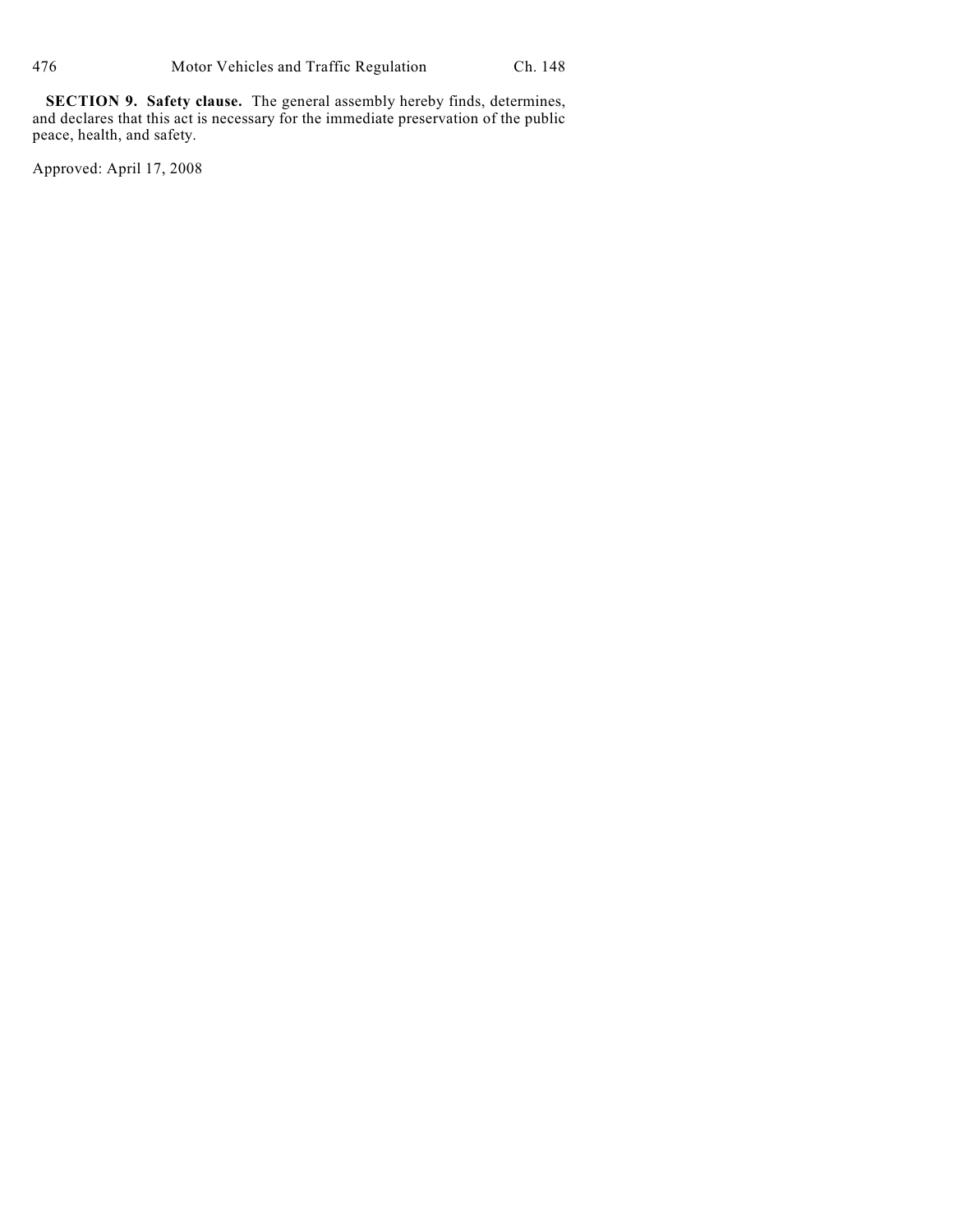**SECTION 9. Safety clause.** The general assembly hereby finds, determines, and declares that this act is necessary for the immediate preservation of the public peace, health, and safety.

Approved: April 17, 2008